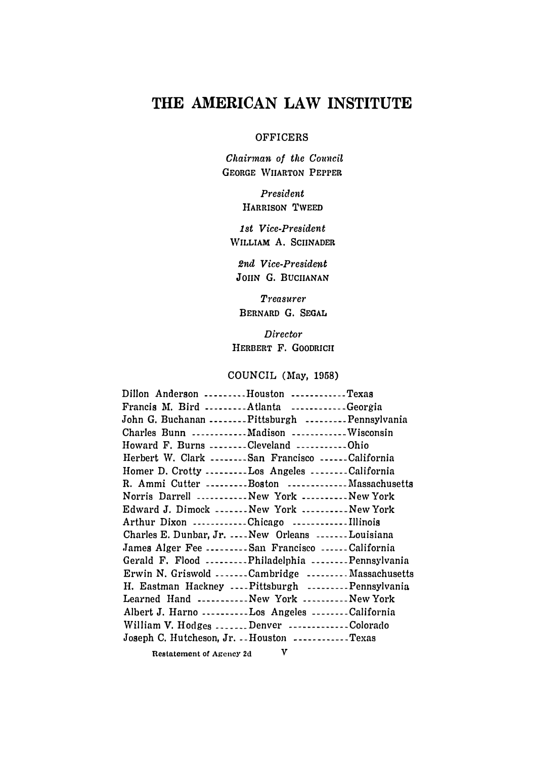# THE AMERICAN LAW INSTITUTE

## OFFICERS

*Chairman of the Council*
GEORGE WHARTON PEPPER

*President*
HARRISON TWEED

*1st Vice-President*
WILLIAM A. SCHNADER

*2nd Vice-President*
JOHN G. BUCHANAN

*Treasurer*
BERNARD G. SEGAL

*Director*
HERBERT F. GOODRICH

## COUNCIL (May, 1958)

| | | |
|---|---|---|
| Dillon Anderson | Houston | Texas |
| Francis M. Bird | Atlanta | Georgia |
| John G. Buchanan | Pittsburgh | Pennsylvania |
| Charles Bunn | Madison | Wisconsin |
| Howard F. Burns | Cleveland | Ohio |
| Herbert W. Clark | San Francisco | California |
| Homer D. Crotty | Los Angeles | California |
| R. Ammi Cutter | Boston | Massachusetts |
| Norris Darrell | New York | New York |
| Edward J. Dimock | New York | New York |
| Arthur Dixon | Chicago | Illinois |
| Charles E. Dunbar, Jr. | New Orleans | Louisiana |
| James Alger Fee | San Francisco | California |
| Gerald F. Flood | Philadelphia | Pennsylvania |
| Erwin N. Griswold | Cambridge | Massachusetts |
| H. Eastman Hackney | Pittsburgh | Pennsylvania |
| Learned Hand | New York | New York |
| Albert J. Harno | Los Angeles | California |
| William V. Hodges | Denver | Colorado |
| Joseph C. Hutcheson, Jr. | Houston | Texas |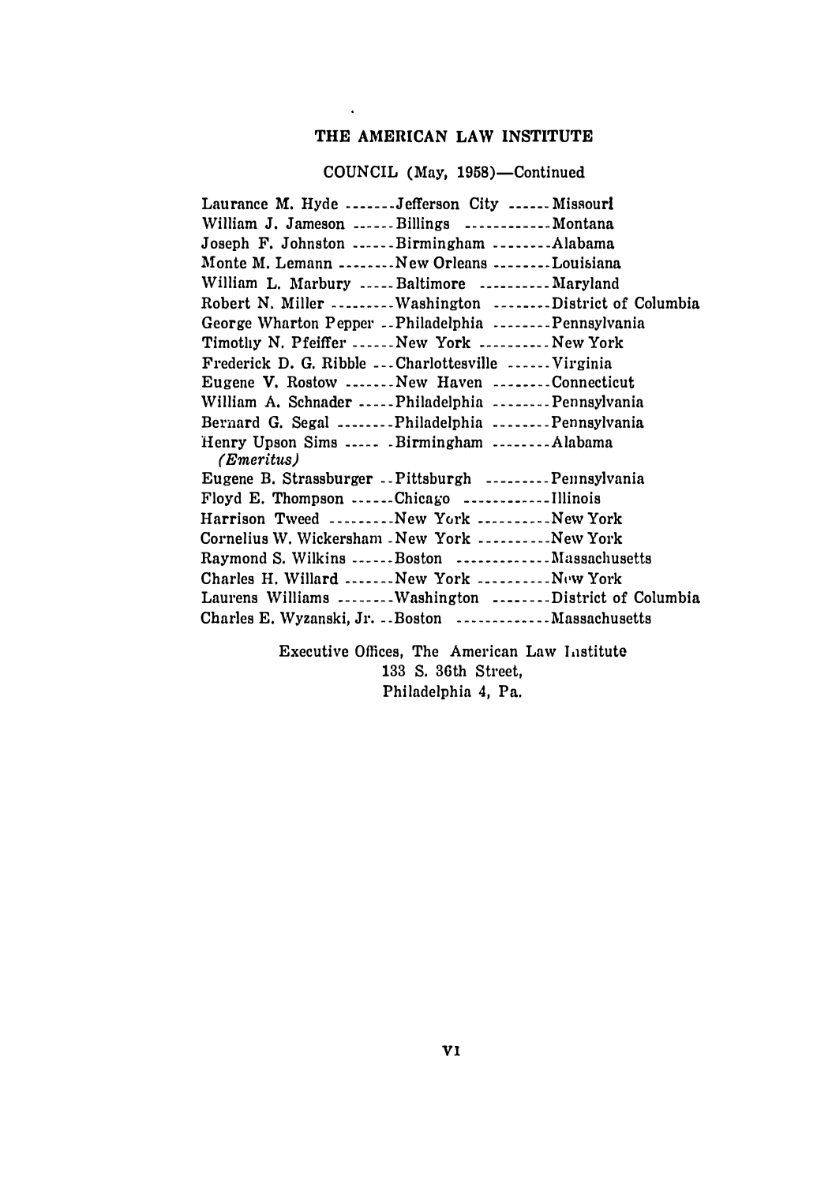THE AMERICAN LAW INSTITUTE

COUNCIL (May, 1958)—Continued

| Name | City | State |
|---|---|---|
| Laurance M. Hyde | Jefferson City | Missouri |
| William J. Jameson | Billings | Montana |
| Joseph F. Johnston | Birmingham | Alabama |
| Monte M. Lemann | New Orleans | Louisiana |
| William L. Marbury | Baltimore | Maryland |
| Robert N. Miller | Washington | District of Columbia |
| George Wharton Pepper | Philadelphia | Pennsylvania |
| Timothy N. Pfeiffer | New York | New York |
| Frederick D. G. Ribble | Charlottesville | Virginia |
| Eugene V. Rostow | New Haven | Connecticut |
| William A. Schnader | Philadelphia | Pennsylvania |
| Bernard G. Segal | Philadelphia | Pennsylvania |
| Henry Upson Sims *(Emeritus)* | Birmingham | Alabama |
| Eugene B. Strassburger | Pittsburgh | Pennsylvania |
| Floyd E. Thompson | Chicago | Illinois |
| Harrison Tweed | New York | New York |
| Cornelius W. Wickersham | New York | New York |
| Raymond S. Wilkins | Boston | Massachusetts |
| Charles H. Willard | New York | New York |
| Laurens Williams | Washington | District of Columbia |
| Charles E. Wyzanski, Jr. | Boston | Massachusetts |

Executive Offices, The American Law Institute
133 S. 36th Street,
Philadelphia 4, Pa.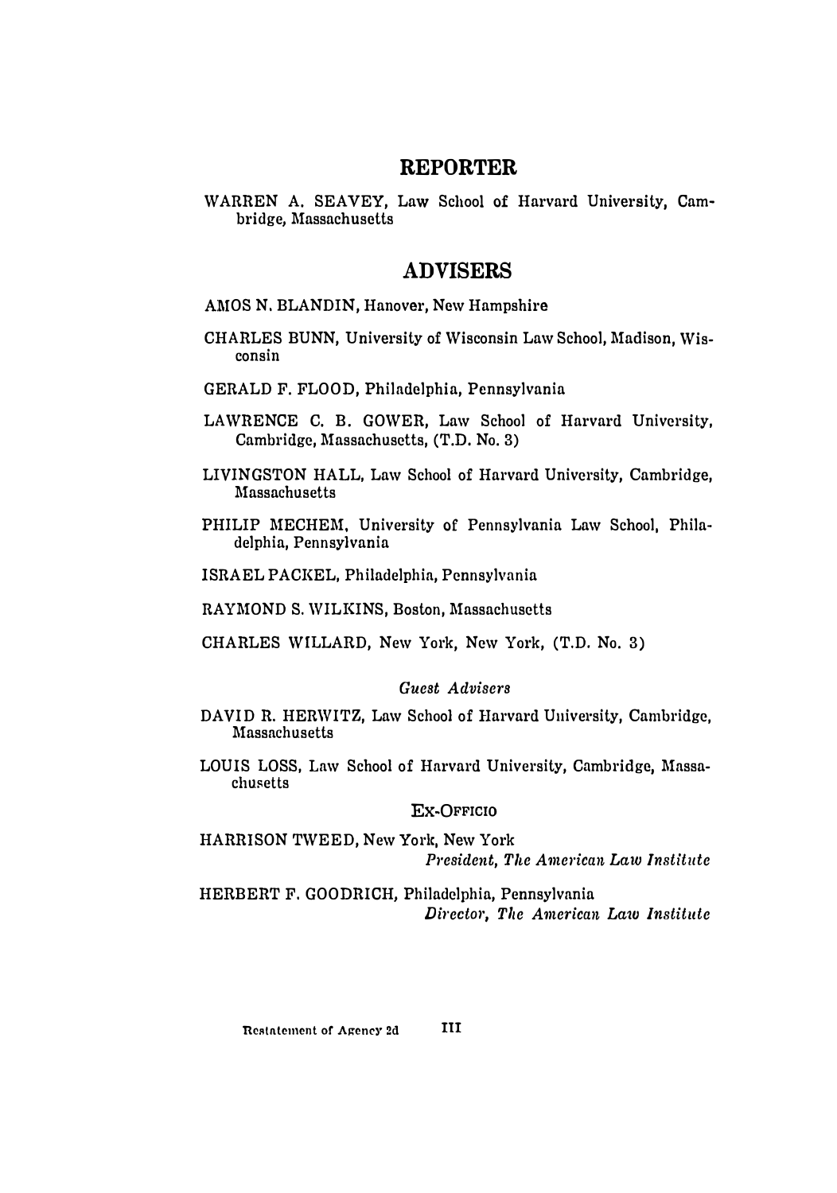## REPORTER

WARREN A. SEAVEY, Law School of Harvard University, Cambridge, Massachusetts

## ADVISERS

AMOS N. BLANDIN, Hanover, New Hampshire

CHARLES BUNN, University of Wisconsin Law School, Madison, Wisconsin

GERALD F. FLOOD, Philadelphia, Pennsylvania

LAWRENCE C. B. GOWER, Law School of Harvard University, Cambridge, Massachusetts, (T.D. No. 3)

LIVINGSTON HALL, Law School of Harvard University, Cambridge, Massachusetts

PHILIP MECHEM, University of Pennsylvania Law School, Philadelphia, Pennsylvania

ISRAEL PACKEL, Philadelphia, Pennsylvania

RAYMOND S. WILKINS, Boston, Massachusetts

CHARLES WILLARD, New York, New York, (T.D. No. 3)

*Guest Advisers*

DAVID R. HERWITZ, Law School of Harvard University, Cambridge, Massachusetts

LOUIS LOSS, Law School of Harvard University, Cambridge, Massachusetts

EX-OFFICIO

HARRISON TWEED, New York, New York
*President, The American Law Institute*

HERBERT F. GOODRICH, Philadelphia, Pennsylvania
*Director, The American Law Institute*